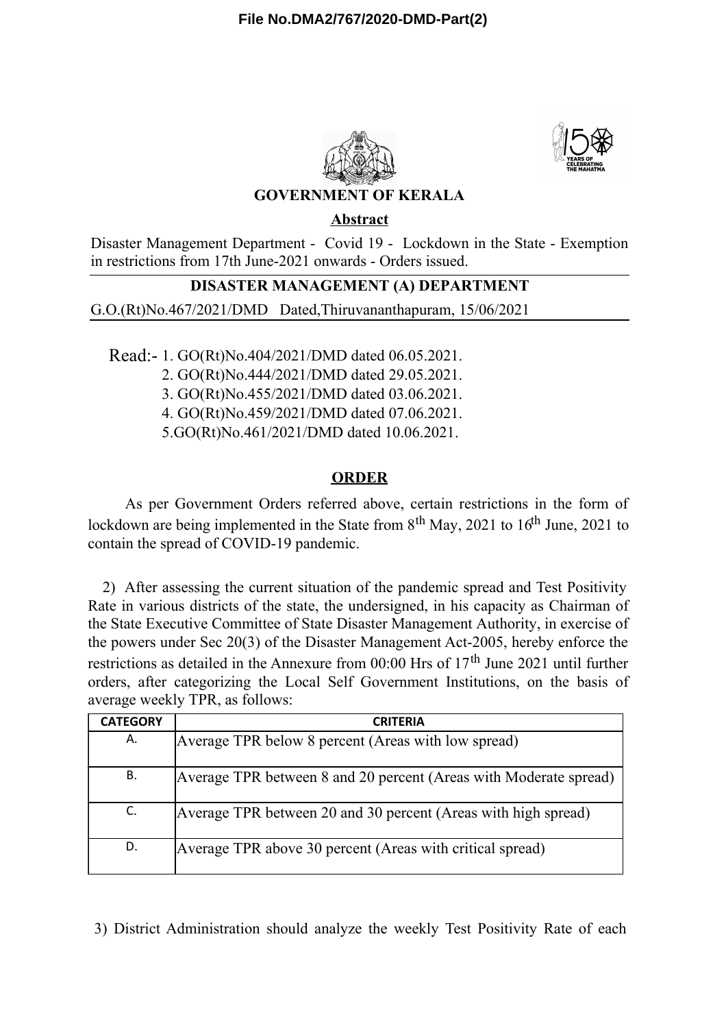File No.DMA2/767/2020-DMD-Part(2)

# GOVERNMENT OF KERALA

## Abstract

Disaster Management Department - Covid 19 - Lockdown in the State - Exemption in restrictions from 17th June-2021 onwards - Orders issued.

## DISASTER MANAGEMENT (A) DEPARTMENT

G.O.(Rt)No.467/2021/DMD Dated,Thiruvananthapuram, 15/06/2021

Read:- 1. GO(Rt)No.404/2021/DMD dated 06.05.2021.
2. GO(Rt)No.444/2021/DMD dated 29.05.2021.
3. GO(Rt)No.455/2021/DMD dated 03.06.2021.
4. GO(Rt)No.459/2021/DMD dated 07.06.2021.
5.GO(Rt)No.461/2021/DMD dated 10.06.2021.

## ORDER

As per Government Orders referred above, certain restrictions in the form of lockdown are being implemented in the State from 8th May, 2021 to 16th June, 2021 to contain the spread of COVID-19 pandemic.

2) After assessing the current situation of the pandemic spread and Test Positivity Rate in various districts of the state, the undersigned, in his capacity as Chairman of the State Executive Committee of State Disaster Management Authority, in exercise of the powers under Sec 20(3) of the Disaster Management Act-2005, hereby enforce the restrictions as detailed in the Annexure from 00:00 Hrs of 17th June 2021 until further orders, after categorizing the Local Self Government Institutions, on the basis of average weekly TPR, as follows:

| CATEGORY | CRITERIA |
|---|---|
| A. | Average TPR below 8 percent (Areas with low spread) |
| B. | Average TPR between 8 and 20 percent (Areas with Moderate spread) |
| C. | Average TPR between 20 and 30 percent (Areas with high spread) |
| D. | Average TPR above 30 percent (Areas with critical spread) |

3) District Administration should analyze the weekly Test Positivity Rate of each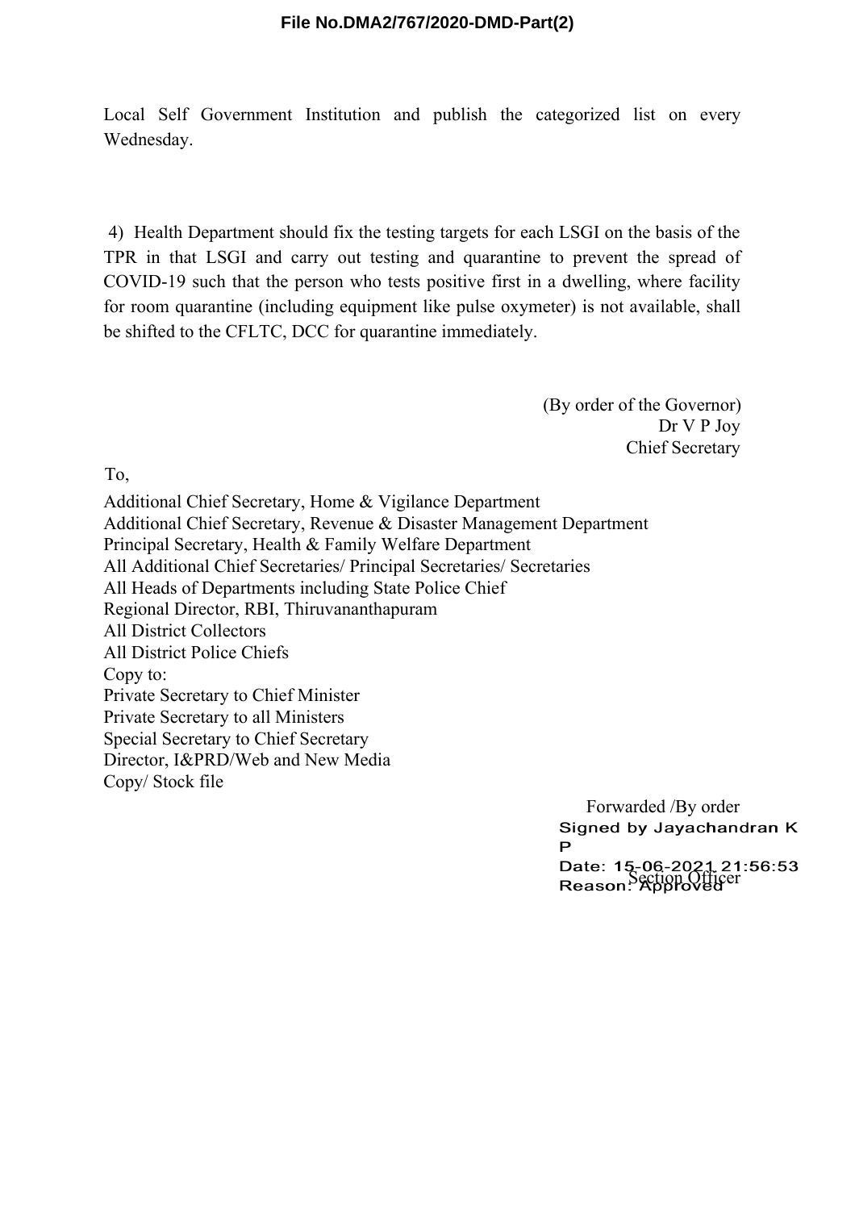Local Self Government Institution and publish the categorized list on every Wednesday.

4) Health Department should fix the testing targets for each LSGI on the basis of the TPR in that LSGI and carry out testing and quarantine to prevent the spread of COVID-19 such that the person who tests positive first in a dwelling, where facility for room quarantine (including equipment like pulse oxymeter) is not available, shall be shifted to the CFLTC, DCC for quarantine immediately.

(By order of the Governor)
Dr V P Joy
Chief Secretary

To,

Additional Chief Secretary, Home & Vigilance Department
Additional Chief Secretary, Revenue & Disaster Management Department
Principal Secretary, Health & Family Welfare Department
All Additional Chief Secretaries/ Principal Secretaries/ Secretaries
All Heads of Departments including State Police Chief
Regional Director, RBI, Thiruvananthapuram
All District Collectors
All District Police Chiefs
Copy to:
Private Secretary to Chief Minister
Private Secretary to all Ministers
Special Secretary to Chief Secretary
Director, I&PRD/Web and New Media
Copy/ Stock file

Forwarded /By order
Signed by Jayachandran K P
Date: 15-06-2021 21:56:53
Reason: Approved
Section Officer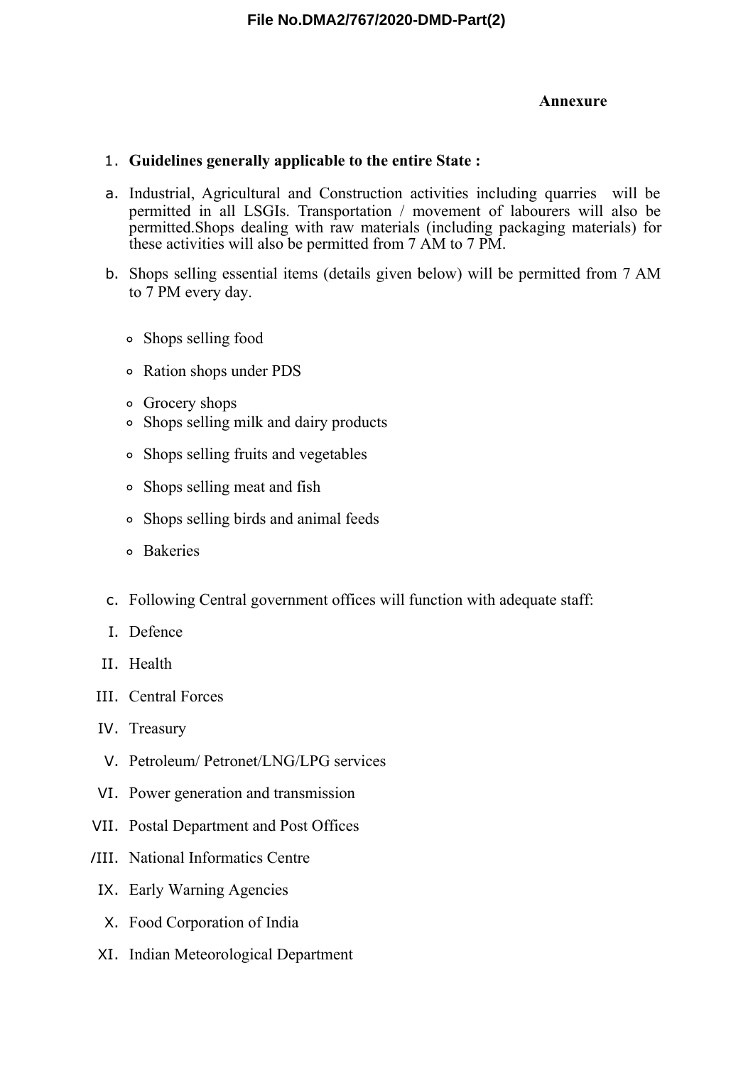**Annexure**

1. **Guidelines generally applicable to the entire State :**

a. Industrial, Agricultural and Construction activities including quarries will be permitted in all LSGIs. Transportation / movement of labourers will also be permitted.Shops dealing with raw materials (including packaging materials) for these activities will also be permitted from 7 AM to 7 PM.

b. Shops selling essential items (details given below) will be permitted from 7 AM to 7 PM every day.

- Shops selling food
- Ration shops under PDS
- Grocery shops
- Shops selling milk and dairy products
- Shops selling fruits and vegetables
- Shops selling meat and fish
- Shops selling birds and animal feeds
- Bakeries

c. Following Central government offices will function with adequate staff:

I. Defence

II. Health

III. Central Forces

IV. Treasury

V. Petroleum/ Petronet/LNG/LPG services

VI. Power generation and transmission

VII. Postal Department and Post Offices

VIII. National Informatics Centre

IX. Early Warning Agencies

X. Food Corporation of India

XI. Indian Meteorological Department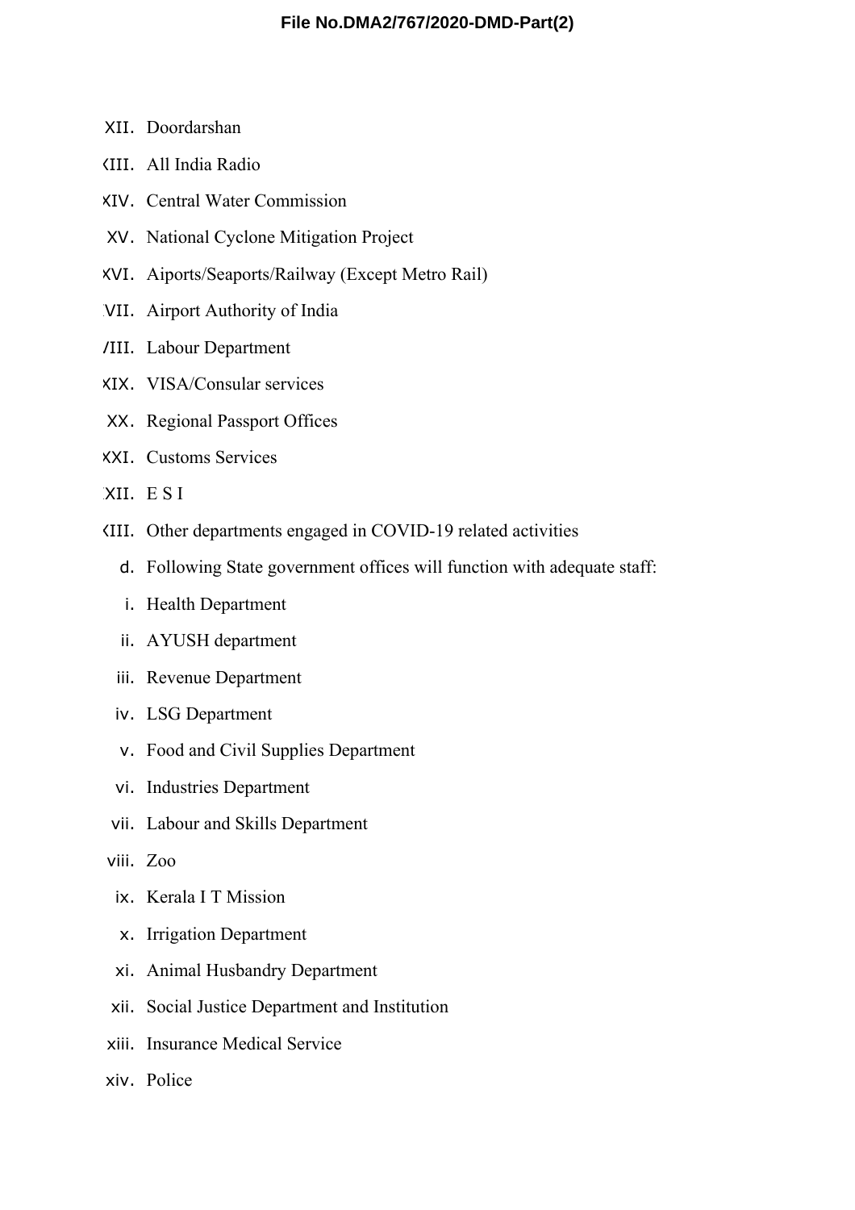XII. Doordarshan

XIII. All India Radio

XIV. Central Water Commission

XV. National Cyclone Mitigation Project

XVI. Aiports/Seaports/Railway (Except Metro Rail)

XVII. Airport Authority of India

XVIII. Labour Department

XIX. VISA/Consular services

XX. Regional Passport Offices

XXI. Customs Services

XXII. E S I

XXIII. Other departments engaged in COVID-19 related activities

d. Following State government offices will function with adequate staff:

i. Health Department

ii. AYUSH department

iii. Revenue Department

iv. LSG Department

v. Food and Civil Supplies Department

vi. Industries Department

vii. Labour and Skills Department

viii. Zoo

ix. Kerala I T Mission

x. Irrigation Department

xi. Animal Husbandry Department

xii. Social Justice Department and Institution

xiii. Insurance Medical Service

xiv. Police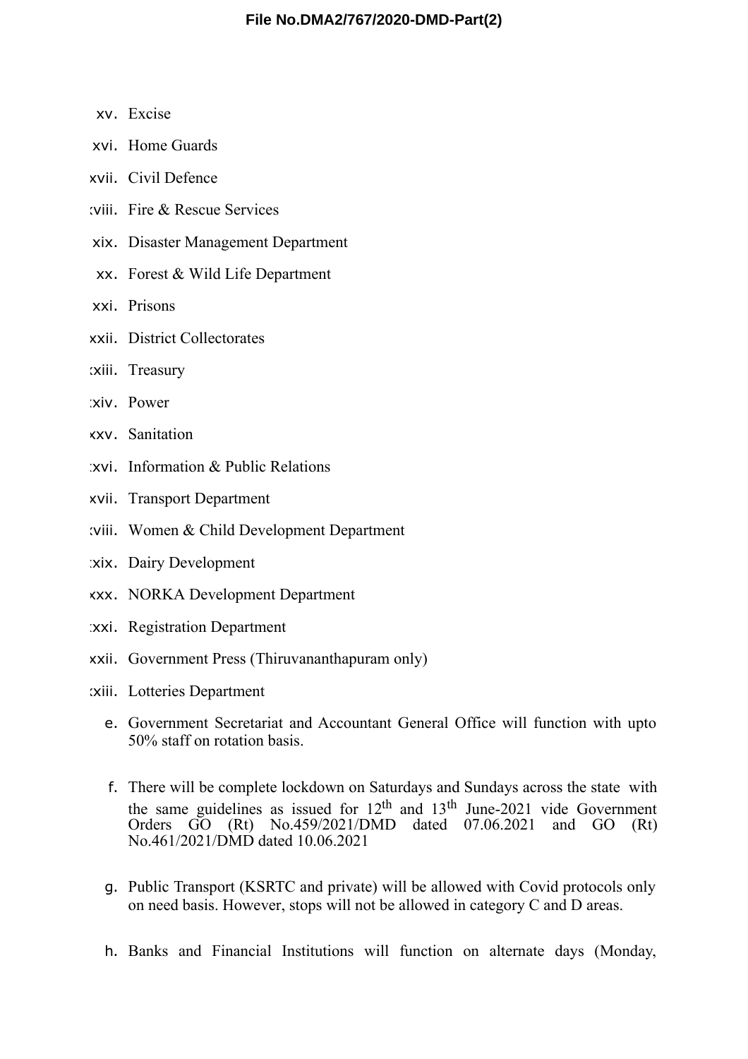xv. Excise

xvi. Home Guards

xvii. Civil Defence

xviii. Fire & Rescue Services

xix. Disaster Management Department

xx. Forest & Wild Life Department

xxi. Prisons

xxii. District Collectorates

xxiii. Treasury

xxiv. Power

xxv. Sanitation

xxvi. Information & Public Relations

xxvii. Transport Department

xxviii. Women & Child Development Department

xxix. Dairy Development

xxx. NORKA Development Department

xxxi. Registration Department

xxxii. Government Press (Thiruvananthapuram only)

xxxiii. Lotteries Department

e. Government Secretariat and Accountant General Office will function with upto 50% staff on rotation basis.

f. There will be complete lockdown on Saturdays and Sundays across the state with the same guidelines as issued for 12th and 13th June-2021 vide Government Orders GO (Rt) No.459/2021/DMD dated 07.06.2021 and GO (Rt) No.461/2021/DMD dated 10.06.2021

g. Public Transport (KSRTC and private) will be allowed with Covid protocols only on need basis. However, stops will not be allowed in category C and D areas.

h. Banks and Financial Institutions will function on alternate days (Monday,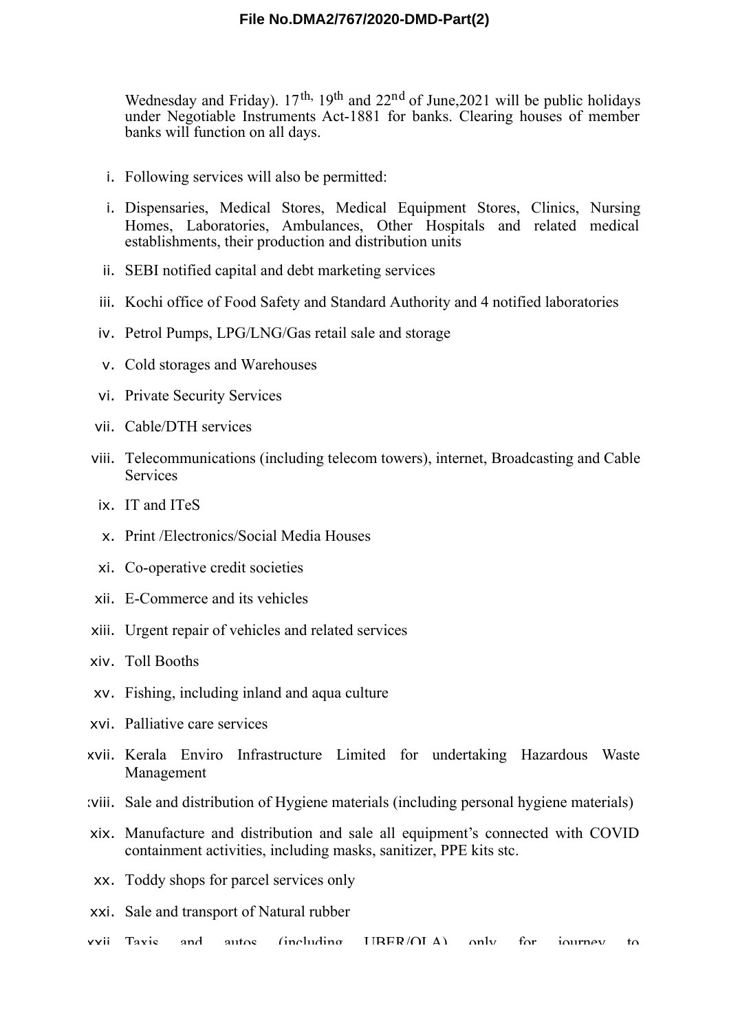Wednesday and Friday). 17th, 19th and 22nd of June,2021 will be public holidays under Negotiable Instruments Act-1881 for banks. Clearing houses of member banks will function on all days.

i. Following services will also be permitted:

i. Dispensaries, Medical Stores, Medical Equipment Stores, Clinics, Nursing Homes, Laboratories, Ambulances, Other Hospitals and related medical establishments, their production and distribution units
ii. SEBI notified capital and debt marketing services
iii. Kochi office of Food Safety and Standard Authority and 4 notified laboratories
iv. Petrol Pumps, LPG/LNG/Gas retail sale and storage
v. Cold storages and Warehouses
vi. Private Security Services
vii. Cable/DTH services
viii. Telecommunications (including telecom towers), internet, Broadcasting and Cable Services
ix. IT and ITeS
x. Print /Electronics/Social Media Houses
xi. Co-operative credit societies
xii. E-Commerce and its vehicles
xiii. Urgent repair of vehicles and related services
xiv. Toll Booths
xv. Fishing, including inland and aqua culture
xvi. Palliative care services
xvii. Kerala Enviro Infrastructure Limited for undertaking Hazardous Waste Management
xviii. Sale and distribution of Hygiene materials (including personal hygiene materials)
xix. Manufacture and distribution and sale all equipment's connected with COVID containment activities, including masks, sanitizer, PPE kits stc.
xx. Toddy shops for parcel services only
xxi. Sale and transport of Natural rubber
xxii. Taxis and autos (including UBER/OLA) only for journey to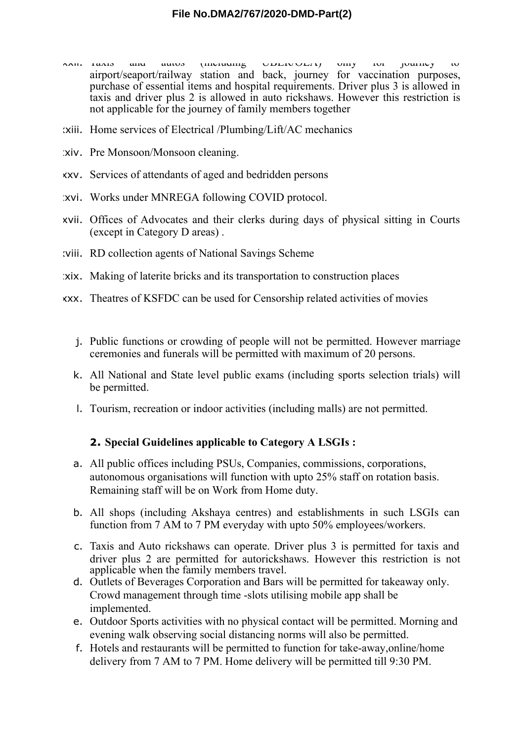xxii. Taxis and autos (including UBER/OLA) only for journey to airport/seaport/railway station and back, journey for vaccination purposes, purchase of essential items and hospital requirements. Driver plus 3 is allowed in taxis and driver plus 2 is allowed in auto rickshaws. However this restriction is not applicable for the journey of family members together

xxiii. Home services of Electrical /Plumbing/Lift/AC mechanics

xxiv. Pre Monsoon/Monsoon cleaning.

xxv. Services of attendants of aged and bedridden persons

xxvi. Works under MNREGA following COVID protocol.

xxvii. Offices of Advocates and their clerks during days of physical sitting in Courts (except in Category D areas) .

xxviii. RD collection agents of National Savings Scheme

xxix. Making of laterite bricks and its transportation to construction places

xxx. Theatres of KSFDC can be used for Censorship related activities of movies

j. Public functions or crowding of people will not be permitted. However marriage ceremonies and funerals will be permitted with maximum of 20 persons.

k. All National and State level public exams (including sports selection trials) will be permitted.

l. Tourism, recreation or indoor activities (including malls) are not permitted.

**2. Special Guidelines applicable to Category A LSGIs :**

a. All public offices including PSUs, Companies, commissions, corporations, autonomous organisations will function with upto 25% staff on rotation basis. Remaining staff will be on Work from Home duty.

b. All shops (including Akshaya centres) and establishments in such LSGIs can function from 7 AM to 7 PM everyday with upto 50% employees/workers.

c. Taxis and Auto rickshaws can operate. Driver plus 3 is permitted for taxis and driver plus 2 are permitted for autorickshaws. However this restriction is not applicable when the family members travel.

d. Outlets of Beverages Corporation and Bars will be permitted for takeaway only. Crowd management through time -slots utilising mobile app shall be implemented.

e. Outdoor Sports activities with no physical contact will be permitted. Morning and evening walk observing social distancing norms will also be permitted.

f. Hotels and restaurants will be permitted to function for take-away,online/home delivery from 7 AM to 7 PM. Home delivery will be permitted till 9:30 PM.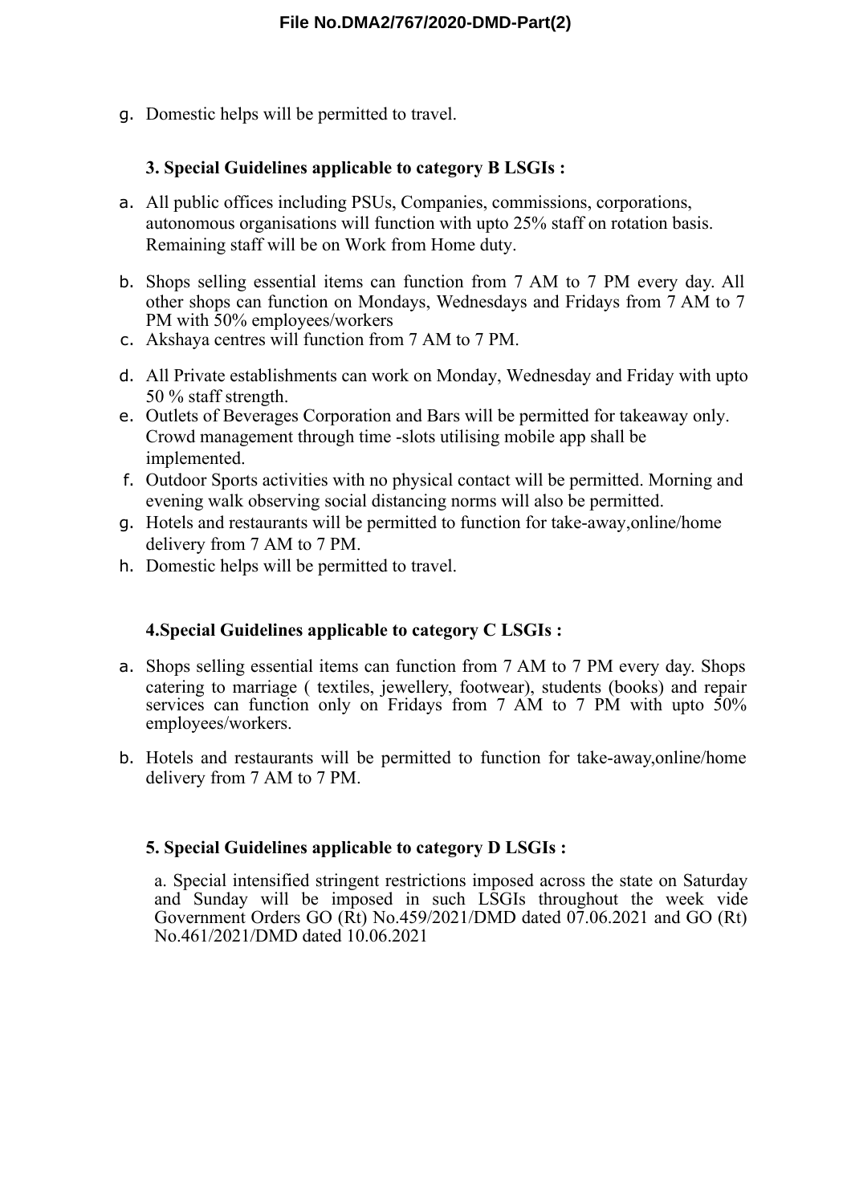g. Domestic helps will be permitted to travel.

**3. Special Guidelines applicable to category B LSGIs :**

a. All public offices including PSUs, Companies, commissions, corporations, autonomous organisations will function with upto 25% staff on rotation basis. Remaining staff will be on Work from Home duty.

b. Shops selling essential items can function from 7 AM to 7 PM every day. All other shops can function on Mondays, Wednesdays and Fridays from 7 AM to 7 PM with 50% employees/workers

c. Akshaya centres will function from 7 AM to 7 PM.

d. All Private establishments can work on Monday, Wednesday and Friday with upto 50 % staff strength.

e. Outlets of Beverages Corporation and Bars will be permitted for takeaway only. Crowd management through time -slots utilising mobile app shall be implemented.

f. Outdoor Sports activities with no physical contact will be permitted. Morning and evening walk observing social distancing norms will also be permitted.

g. Hotels and restaurants will be permitted to function for take-away,online/home delivery from 7 AM to 7 PM.

h. Domestic helps will be permitted to travel.

**4.Special Guidelines applicable to category C LSGIs :**

a. Shops selling essential items can function from 7 AM to 7 PM every day. Shops catering to marriage ( textiles, jewellery, footwear), students (books) and repair services can function only on Fridays from 7 AM to 7 PM with upto 50% employees/workers.

b. Hotels and restaurants will be permitted to function for take-away,online/home delivery from 7 AM to 7 PM.

**5. Special Guidelines applicable to category D LSGIs :**

a. Special intensified stringent restrictions imposed across the state on Saturday and Sunday will be imposed in such LSGIs throughout the week vide Government Orders GO (Rt) No.459/2021/DMD dated 07.06.2021 and GO (Rt) No.461/2021/DMD dated 10.06.2021